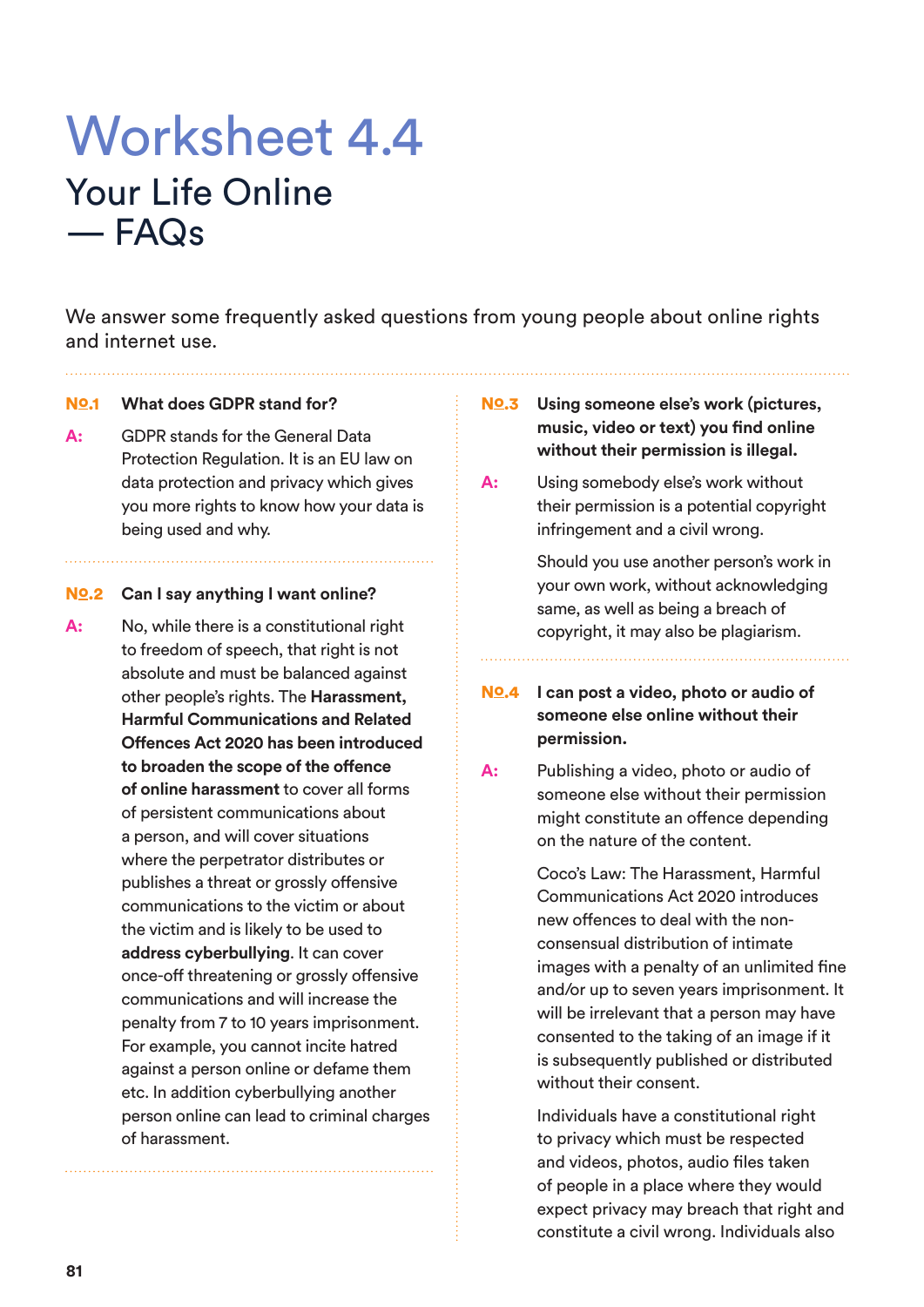# Worksheet 4.4

## Your Life Online — FAQs

We answer some frequently asked questions from young people about online rights and internet use.

**No.1 What does GDPR stand for?**

**A:** GDPR stands for the General Data Protection Regulation. It is an EU law on data protection and privacy which gives you more rights to know how your data is being used and why.

**No.2 Can I say anything I want online?**

**A:** No, while there is a constitutional right to freedom of speech, that right is not absolute and must be balanced against other people's rights. The **Harassment, Harmful Communications and Related Offences Act 2020 has been introduced to broaden the scope of the offence of online harassment** to cover all forms of persistent communications about a person, and will cover situations where the perpetrator distributes or publishes a threat or grossly offensive communications to the victim or about the victim and is likely to be used to **address cyberbullying**. It can cover once-off threatening or grossly offensive communications and will increase the penalty from 7 to 10 years imprisonment. For example, you cannot incite hatred against a person online or defame them etc. In addition cyberbullying another person online can lead to criminal charges of harassment.

**No.3 Using someone else's work (pictures, music, video or text) you find online without their permission is illegal.**

**A:** Using somebody else's work without their permission is a potential copyright infringement and a civil wrong.

Should you use another person's work in your own work, without acknowledging same, as well as being a breach of copyright, it may also be plagiarism.

**No.4 I can post a video, photo or audio of someone else online without their permission.**

**A:** Publishing a video, photo or audio of someone else without their permission might constitute an offence depending on the nature of the content.

Coco's Law: The Harassment, Harmful Communications Act 2020 introduces new offences to deal with the non-consensual distribution of intimate images with a penalty of an unlimited fine and/or up to seven years imprisonment. It will be irrelevant that a person may have consented to the taking of an image if it is subsequently published or distributed without their consent.

Individuals have a constitutional right to privacy which must be respected and videos, photos, audio files taken of people in a place where they would expect privacy may breach that right and constitute a civil wrong. Individuals also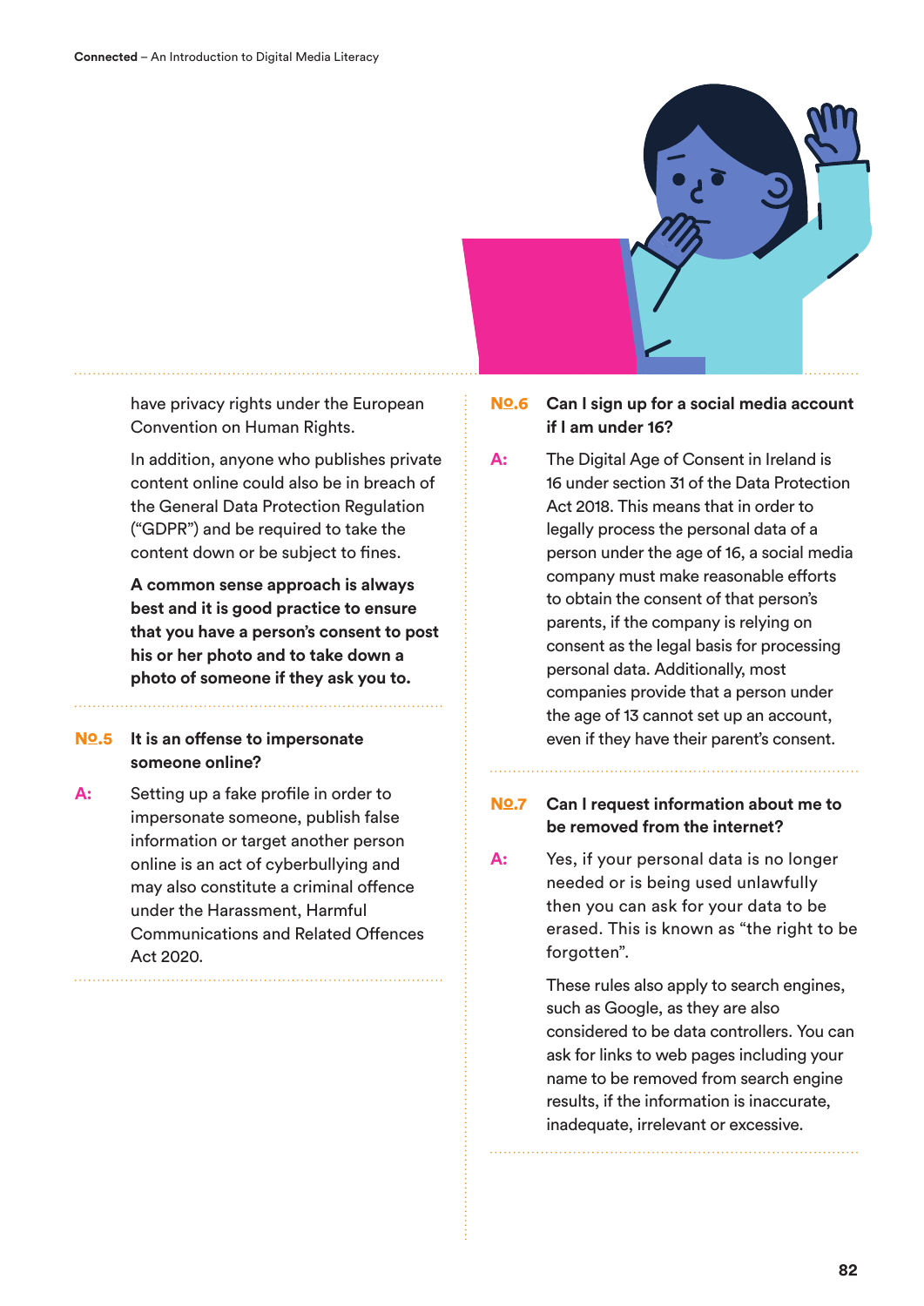have privacy rights under the European Convention on Human Rights.

In addition, anyone who publishes private content online could also be in breach of the General Data Protection Regulation ("GDPR") and be required to take the content down or be subject to fines.

**A common sense approach is always best and it is good practice to ensure that you have a person's consent to post his or her photo and to take down a photo of someone if they ask you to.**

### №.5 It is an offense to impersonate someone online?

**A:** Setting up a fake profile in order to impersonate someone, publish false information or target another person online is an act of cyberbullying and may also constitute a criminal offence under the Harassment, Harmful Communications and Related Offences Act 2020.

### №.6 Can I sign up for a social media account if I am under 16?

**A:** The Digital Age of Consent in Ireland is 16 under section 31 of the Data Protection Act 2018. This means that in order to legally process the personal data of a person under the age of 16, a social media company must make reasonable efforts to obtain the consent of that person's parents, if the company is relying on consent as the legal basis for processing personal data. Additionally, most companies provide that a person under the age of 13 cannot set up an account, even if they have their parent's consent.

### №.7 Can I request information about me to be removed from the internet?

**A:** Yes, if your personal data is no longer needed or is being used unlawfully then you can ask for your data to be erased. This is known as "the right to be forgotten".

These rules also apply to search engines, such as Google, as they are also considered to be data controllers. You can ask for links to web pages including your name to be removed from search engine results, if the information is inaccurate, inadequate, irrelevant or excessive.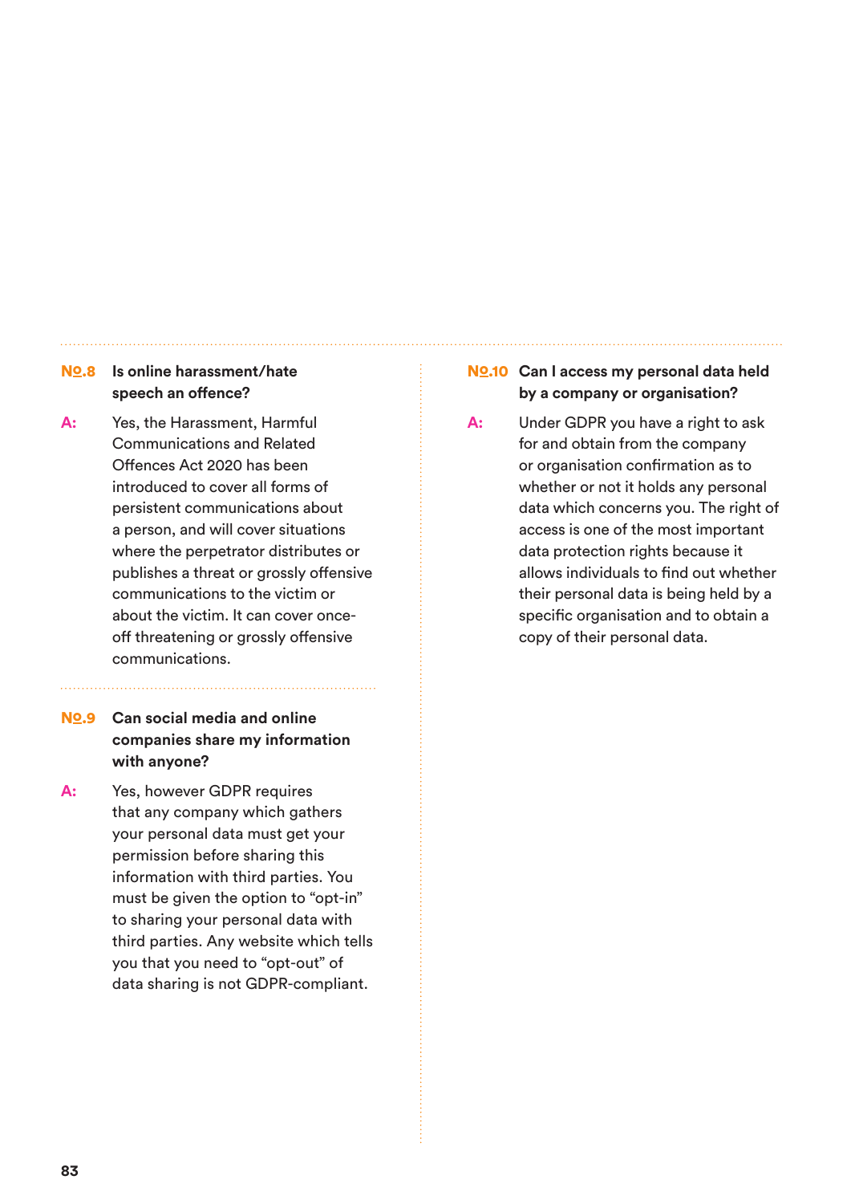### Nº.8 Is online harassment/hate speech an offence?

**A:** Yes, the Harassment, Harmful Communications and Related Offences Act 2020 has been introduced to cover all forms of persistent communications about a person, and will cover situations where the perpetrator distributes or publishes a threat or grossly offensive communications to the victim or about the victim. It can cover once-off threatening or grossly offensive communications.

### Nº.9 Can social media and online companies share my information with anyone?

**A:** Yes, however GDPR requires that any company which gathers your personal data must get your permission before sharing this information with third parties. You must be given the option to "opt-in" to sharing your personal data with third parties. Any website which tells you that you need to "opt-out" of data sharing is not GDPR-compliant.

### Nº.10 Can I access my personal data held by a company or organisation?

**A:** Under GDPR you have a right to ask for and obtain from the company or organisation confirmation as to whether or not it holds any personal data which concerns you. The right of access is one of the most important data protection rights because it allows individuals to find out whether their personal data is being held by a specific organisation and to obtain a copy of their personal data.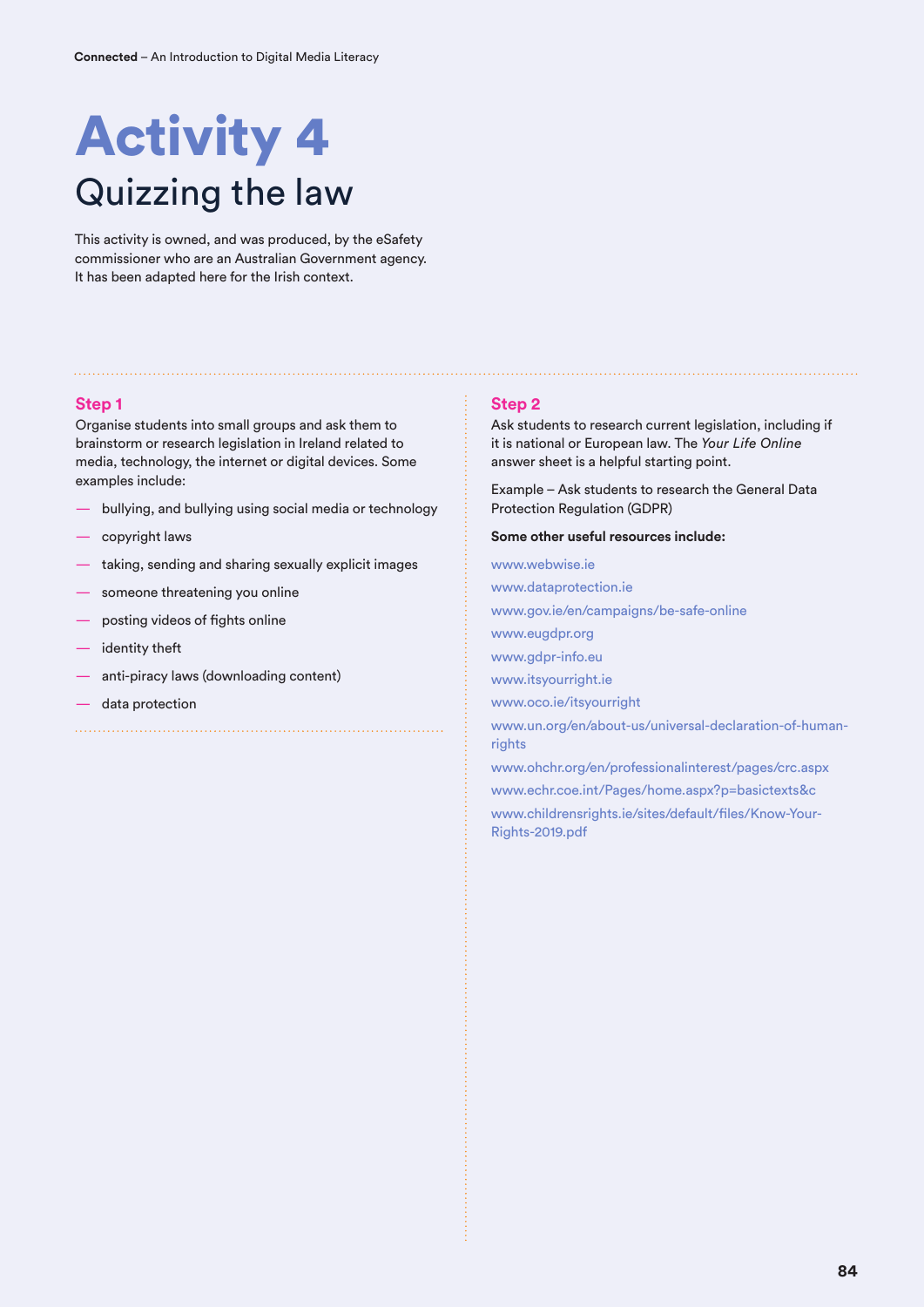# Activity 4
## Quizzing the law

This activity is owned, and was produced, by the eSafety commissioner who are an Australian Government agency. It has been adapted here for the Irish context.

### Step 1

Organise students into small groups and ask them to brainstorm or research legislation in Ireland related to media, technology, the internet or digital devices. Some examples include:

- bullying, and bullying using social media or technology
- copyright laws
- taking, sending and sharing sexually explicit images
- someone threatening you online
- posting videos of fights online
- identity theft
- anti-piracy laws (downloading content)
- data protection

### Step 2

Ask students to research current legislation, including if it is national or European law. The *Your Life Online* answer sheet is a helpful starting point.

Example – Ask students to research the General Data Protection Regulation (GDPR)

**Some other useful resources include:**

www.webwise.ie

www.dataprotection.ie

www.gov.ie/en/campaigns/be-safe-online

www.eugdpr.org

www.gdpr-info.eu

www.itsyourright.ie

www.oco.ie/itsyourright

www.un.org/en/about-us/universal-declaration-of-human-rights

www.ohchr.org/en/professionalinterest/pages/crc.aspx

www.echr.coe.int/Pages/home.aspx?p=basictexts&c

www.childrensrights.ie/sites/default/files/Know-Your-Rights-2019.pdf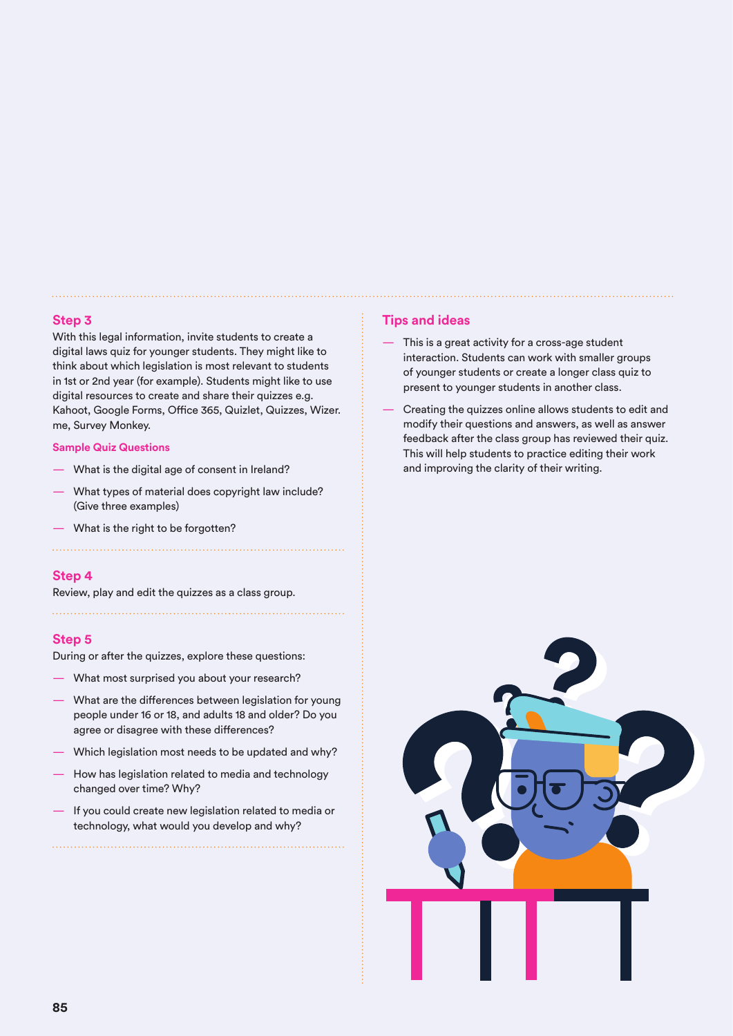### Step 3

With this legal information, invite students to create a digital laws quiz for younger students. They might like to think about which legislation is most relevant to students in 1st or 2nd year (for example). Students might like to use digital resources to create and share their quizzes e.g. Kahoot, Google Forms, Office 365, Quizlet, Quizzes, Wizer.me, Survey Monkey.

**Sample Quiz Questions**

- What is the digital age of consent in Ireland?
- What types of material does copyright law include? (Give three examples)
- What is the right to be forgotten?

### Step 4

Review, play and edit the quizzes as a class group.

### Step 5

During or after the quizzes, explore these questions:

- What most surprised you about your research?
- What are the differences between legislation for young people under 16 or 18, and adults 18 and older? Do you agree or disagree with these differences?
- Which legislation most needs to be updated and why?
- How has legislation related to media and technology changed over time? Why?
- If you could create new legislation related to media or technology, what would you develop and why?

### Tips and ideas

- This is a great activity for a cross-age student interaction. Students can work with smaller groups of younger students or create a longer class quiz to present to younger students in another class.
- Creating the quizzes online allows students to edit and modify their questions and answers, as well as answer feedback after the class group has reviewed their quiz. This will help students to practice editing their work and improving the clarity of their writing.